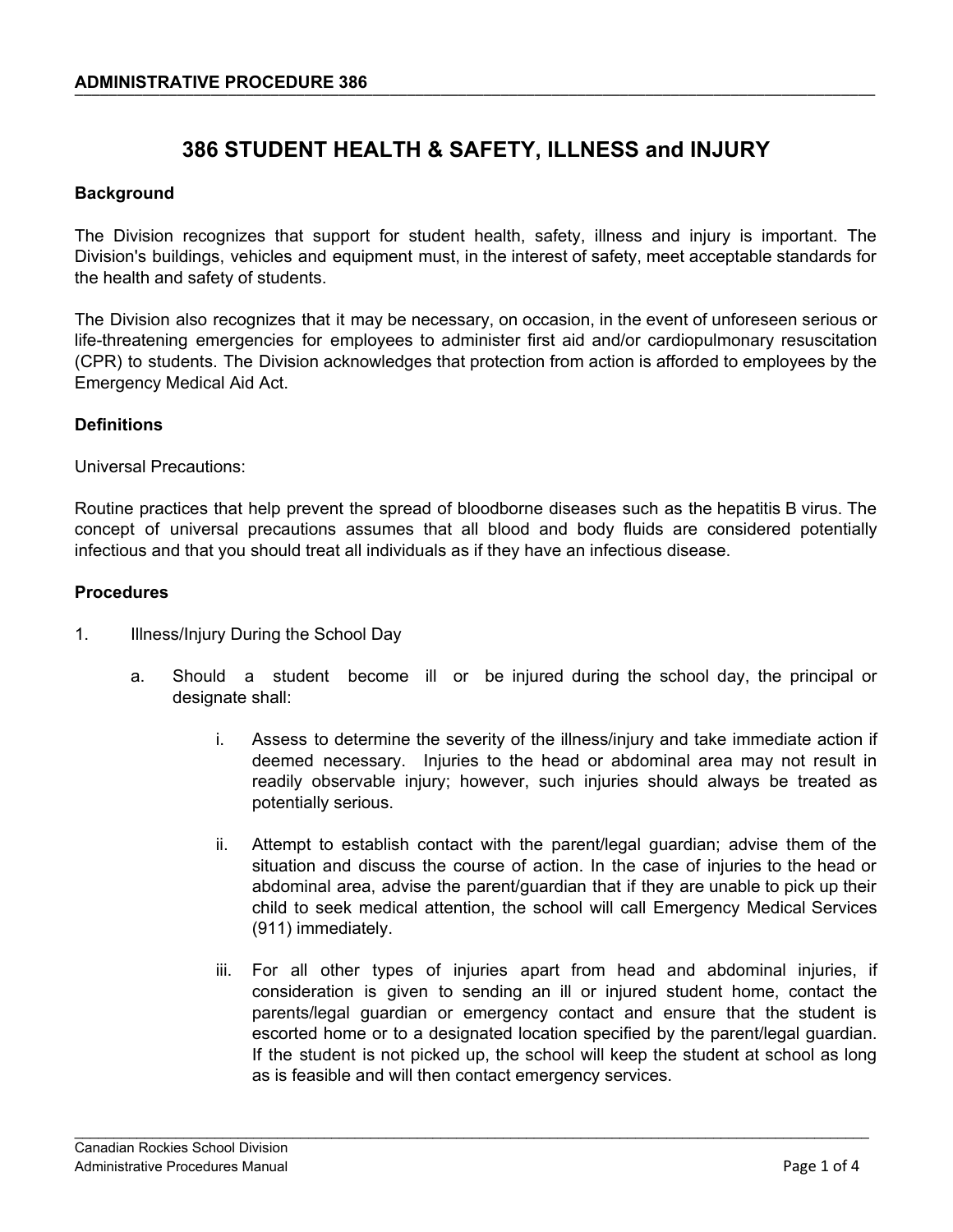# 386 STUDENT HEALTH & SAFETY, ILLNESS and INJURY

**Background**

The Division recognizes that support for student health, safety, illness and injury is important. The Division's buildings, vehicles and equipment must, in the interest of safety, meet acceptable standards for the health and safety of students.

The Division also recognizes that it may be necessary, on occasion, in the event of unforeseen serious or life-threatening emergencies for employees to administer first aid and/or cardiopulmonary resuscitation (CPR) to students. The Division acknowledges that protection from action is afforded to employees by the Emergency Medical Aid Act.

**Definitions**

Universal Precautions:

Routine practices that help prevent the spread of bloodborne diseases such as the hepatitis B virus. The concept of universal precautions assumes that all blood and body fluids are considered potentially infectious and that you should treat all individuals as if they have an infectious disease.

**Procedures**

1. Illness/Injury During the School Day

   a. Should a student become ill or be injured during the school day, the principal or designate shall:

      i. Assess to determine the severity of the illness/injury and take immediate action if deemed necessary. Injuries to the head or abdominal area may not result in readily observable injury; however, such injuries should always be treated as potentially serious.

      ii. Attempt to establish contact with the parent/legal guardian; advise them of the situation and discuss the course of action. In the case of injuries to the head or abdominal area, advise the parent/guardian that if they are unable to pick up their child to seek medical attention, the school will call Emergency Medical Services (911) immediately.

      iii. For all other types of injuries apart from head and abdominal injuries, if consideration is given to sending an ill or injured student home, contact the parents/legal guardian or emergency contact and ensure that the student is escorted home or to a designated location specified by the parent/legal guardian. If the student is not picked up, the school will keep the student at school as long as is feasible and will then contact emergency services.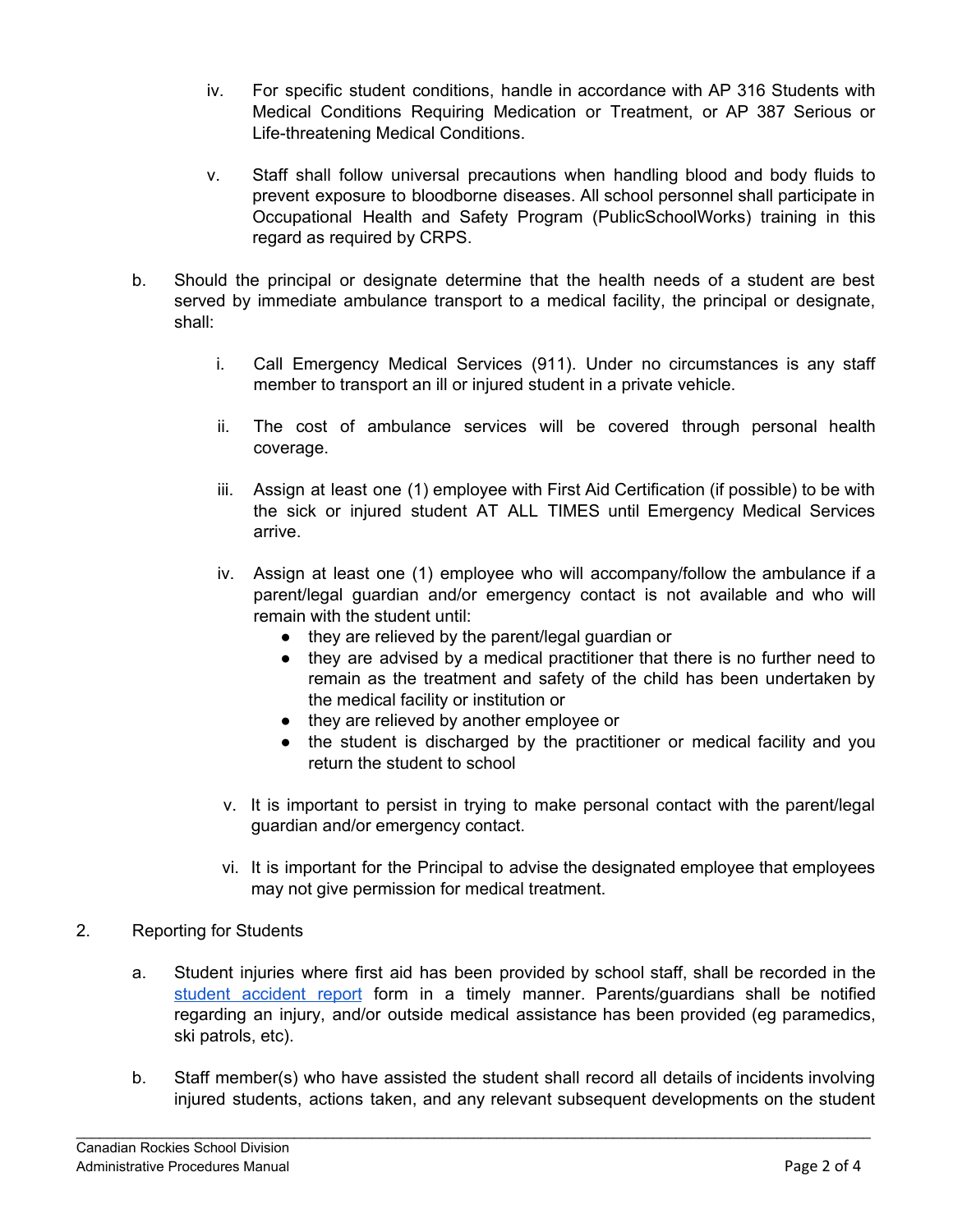iv. For specific student conditions, handle in accordance with AP 316 Students with Medical Conditions Requiring Medication or Treatment, or AP 387 Serious or Life-threatening Medical Conditions.

   v. Staff shall follow universal precautions when handling blood and body fluids to prevent exposure to bloodborne diseases. All school personnel shall participate in Occupational Health and Safety Program (PublicSchoolWorks) training in this regard as required by CRPS.

b. Should the principal or designate determine that the health needs of a student are best served by immediate ambulance transport to a medical facility, the principal or designate, shall:

   i. Call Emergency Medical Services (911). Under no circumstances is any staff member to transport an ill or injured student in a private vehicle.

   ii. The cost of ambulance services will be covered through personal health coverage.

   iii. Assign at least one (1) employee with First Aid Certification (if possible) to be with the sick or injured student AT ALL TIMES until Emergency Medical Services arrive.

   iv. Assign at least one (1) employee who will accompany/follow the ambulance if a parent/legal guardian and/or emergency contact is not available and who will remain with the student until:
      - they are relieved by the parent/legal guardian or
      - they are advised by a medical practitioner that there is no further need to remain as the treatment and safety of the child has been undertaken by the medical facility or institution or
      - they are relieved by another employee or
      - the student is discharged by the practitioner or medical facility and you return the student to school

   v. It is important to persist in trying to make personal contact with the parent/legal guardian and/or emergency contact.

   vi. It is important for the Principal to advise the designated employee that employees may not give permission for medical treatment.

2. Reporting for Students

   a. Student injuries where first aid has been provided by school staff, shall be recorded in the student accident report form in a timely manner. Parents/guardians shall be notified regarding an injury, and/or outside medical assistance has been provided (eg paramedics, ski patrols, etc).

   b. Staff member(s) who have assisted the student shall record all details of incidents involving injured students, actions taken, and any relevant subsequent developments on the student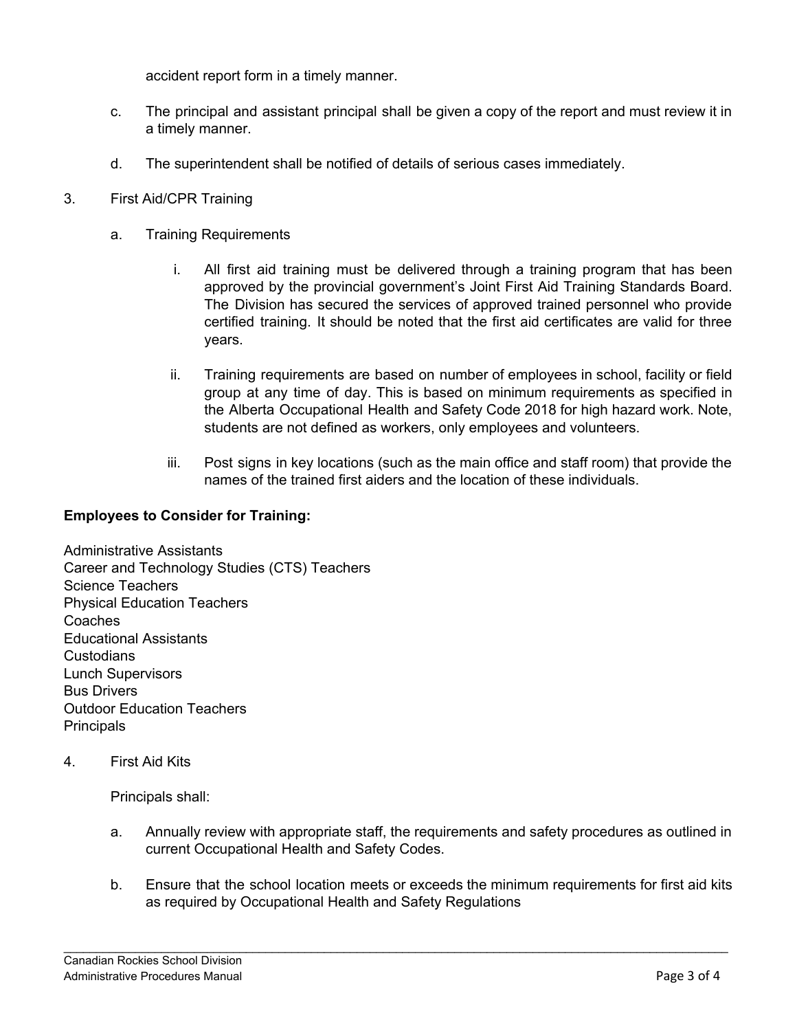accident report form in a timely manner.

c. The principal and assistant principal shall be given a copy of the report and must review it in a timely manner.

d. The superintendent shall be notified of details of serious cases immediately.

3. First Aid/CPR Training

   a. Training Requirements

      i. All first aid training must be delivered through a training program that has been approved by the provincial government's Joint First Aid Training Standards Board. The Division has secured the services of approved trained personnel who provide certified training. It should be noted that the first aid certificates are valid for three years.

      ii. Training requirements are based on number of employees in school, facility or field group at any time of day. This is based on minimum requirements as specified in the Alberta Occupational Health and Safety Code 2018 for high hazard work. Note, students are not defined as workers, only employees and volunteers.

      iii. Post signs in key locations (such as the main office and staff room) that provide the names of the trained first aiders and the location of these individuals.

**Employees to Consider for Training:**

Administrative Assistants
Career and Technology Studies (CTS) Teachers
Science Teachers
Physical Education Teachers
Coaches
Educational Assistants
Custodians
Lunch Supervisors
Bus Drivers
Outdoor Education Teachers
Principals

4. First Aid Kits

   Principals shall:

   a. Annually review with appropriate staff, the requirements and safety procedures as outlined in current Occupational Health and Safety Codes.

   b. Ensure that the school location meets or exceeds the minimum requirements for first aid kits as required by Occupational Health and Safety Regulations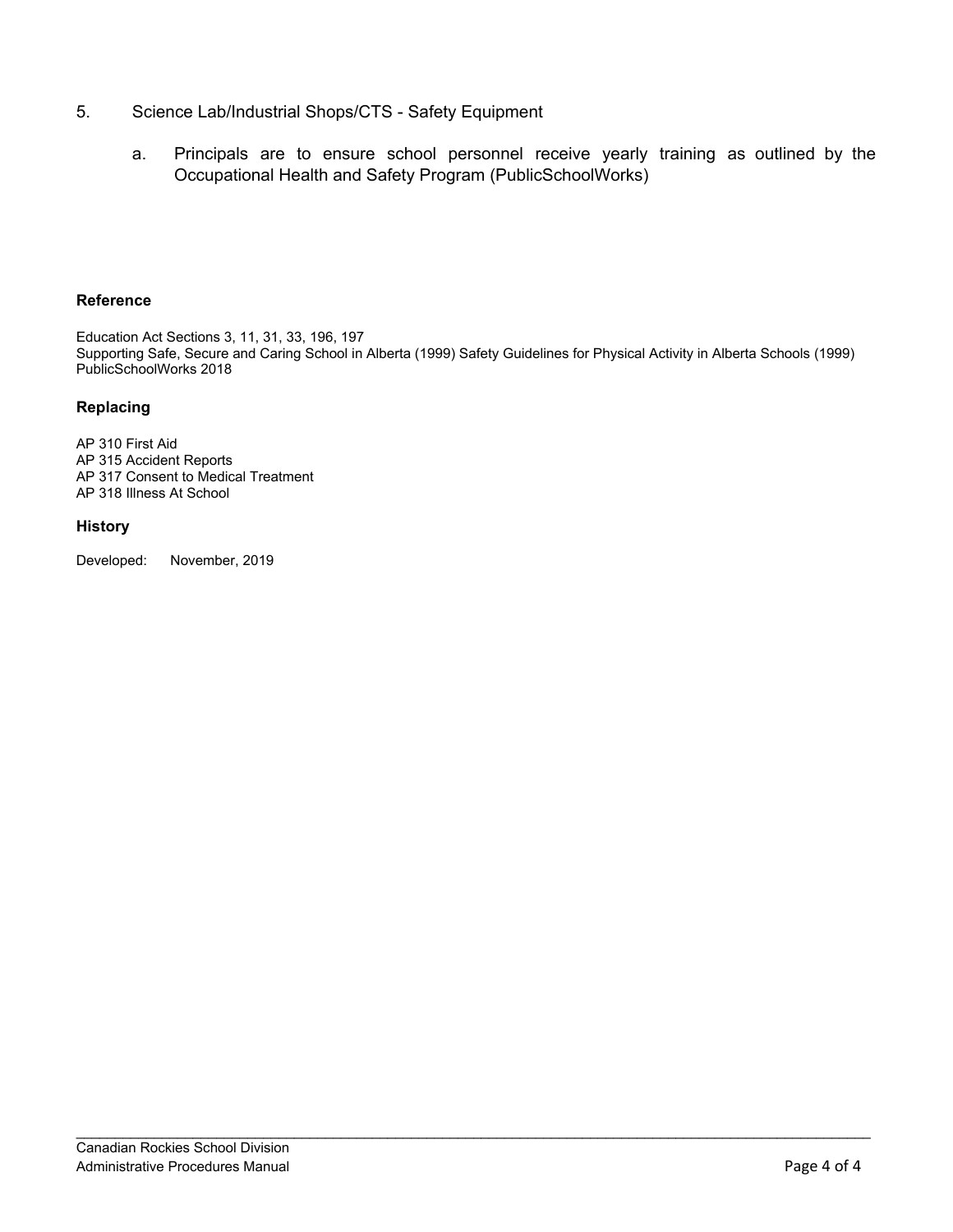5. Science Lab/Industrial Shops/CTS - Safety Equipment

    a. Principals are to ensure school personnel receive yearly training as outlined by the Occupational Health and Safety Program (PublicSchoolWorks)

**Reference**

Education Act Sections 3, 11, 31, 33, 196, 197
Supporting Safe, Secure and Caring School in Alberta (1999) Safety Guidelines for Physical Activity in Alberta Schools (1999)
PublicSchoolWorks 2018

**Replacing**

AP 310 First Aid
AP 315 Accident Reports
AP 317 Consent to Medical Treatment
AP 318 Illness At School

**History**

Developed: November, 2019